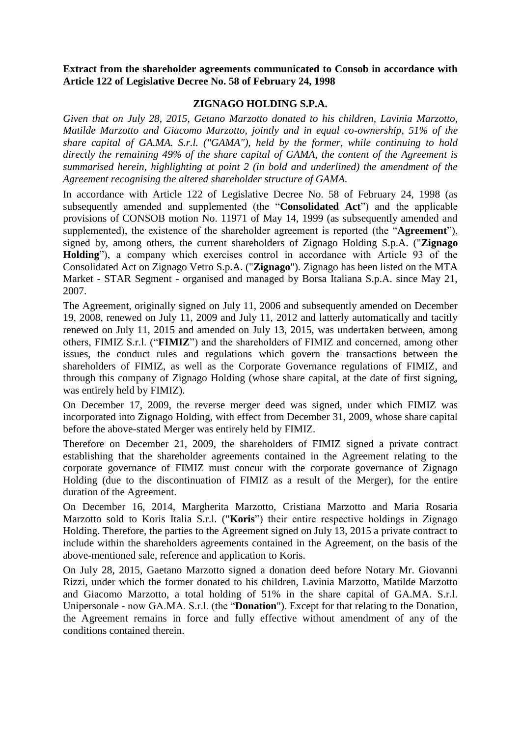**Extract from the shareholder agreements communicated to Consob in accordance with Article 122 of Legislative Decree No. 58 of February 24, 1998**

**ZIGNAGO HOLDING S.P.A.**

*Given that on July 28, 2015, Getano Marzotto donated to his children, Lavinia Marzotto, Matilde Marzotto and Giacomo Marzotto, jointly and in equal co-ownership, 51% of the share capital of GA.MA. S.r.l. ("GAMA"), held by the former, while continuing to hold directly the remaining 49% of the share capital of GAMA, the content of the Agreement is summarised herein, highlighting at point 2 (in bold and underlined) the amendment of the Agreement recognising the altered shareholder structure of GAMA.*

In accordance with Article 122 of Legislative Decree No. 58 of February 24, 1998 (as subsequently amended and supplemented (the "**Consolidated Act**") and the applicable provisions of CONSOB motion No. 11971 of May 14, 1999 (as subsequently amended and supplemented), the existence of the shareholder agreement is reported (the "**Agreement**"), signed by, among others, the current shareholders of Zignago Holding S.p.A. ("**Zignago Holding**"), a company which exercises control in accordance with Article 93 of the Consolidated Act on Zignago Vetro S.p.A. ("**Zignago**"). Zignago has been listed on the MTA Market - STAR Segment - organised and managed by Borsa Italiana S.p.A. since May 21, 2007.

The Agreement, originally signed on July 11, 2006 and subsequently amended on December 19, 2008, renewed on July 11, 2009 and July 11, 2012 and latterly automatically and tacitly renewed on July 11, 2015 and amended on July 13, 2015, was undertaken between, among others, FIMIZ S.r.l. ("**FIMIZ**") and the shareholders of FIMIZ and concerned, among other issues, the conduct rules and regulations which govern the transactions between the shareholders of FIMIZ, as well as the Corporate Governance regulations of FIMIZ, and through this company of Zignago Holding (whose share capital, at the date of first signing, was entirely held by FIMIZ).

On December 17, 2009, the reverse merger deed was signed, under which FIMIZ was incorporated into Zignago Holding, with effect from December 31, 2009, whose share capital before the above-stated Merger was entirely held by FIMIZ.

Therefore on December 21, 2009, the shareholders of FIMIZ signed a private contract establishing that the shareholder agreements contained in the Agreement relating to the corporate governance of FIMIZ must concur with the corporate governance of Zignago Holding (due to the discontinuation of FIMIZ as a result of the Merger), for the entire duration of the Agreement.

On December 16, 2014, Margherita Marzotto, Cristiana Marzotto and Maria Rosaria Marzotto sold to Koris Italia S.r.l. ("**Koris**") their entire respective holdings in Zignago Holding. Therefore, the parties to the Agreement signed on July 13, 2015 a private contract to include within the shareholders agreements contained in the Agreement, on the basis of the above-mentioned sale, reference and application to Koris.

On July 28, 2015, Gaetano Marzotto signed a donation deed before Notary Mr. Giovanni Rizzi, under which the former donated to his children, Lavinia Marzotto, Matilde Marzotto and Giacomo Marzotto, a total holding of 51% in the share capital of GA.MA. S.r.l. Unipersonale - now GA.MA. S.r.l. (the "**Donation**"). Except for that relating to the Donation, the Agreement remains in force and fully effective without amendment of any of the conditions contained therein.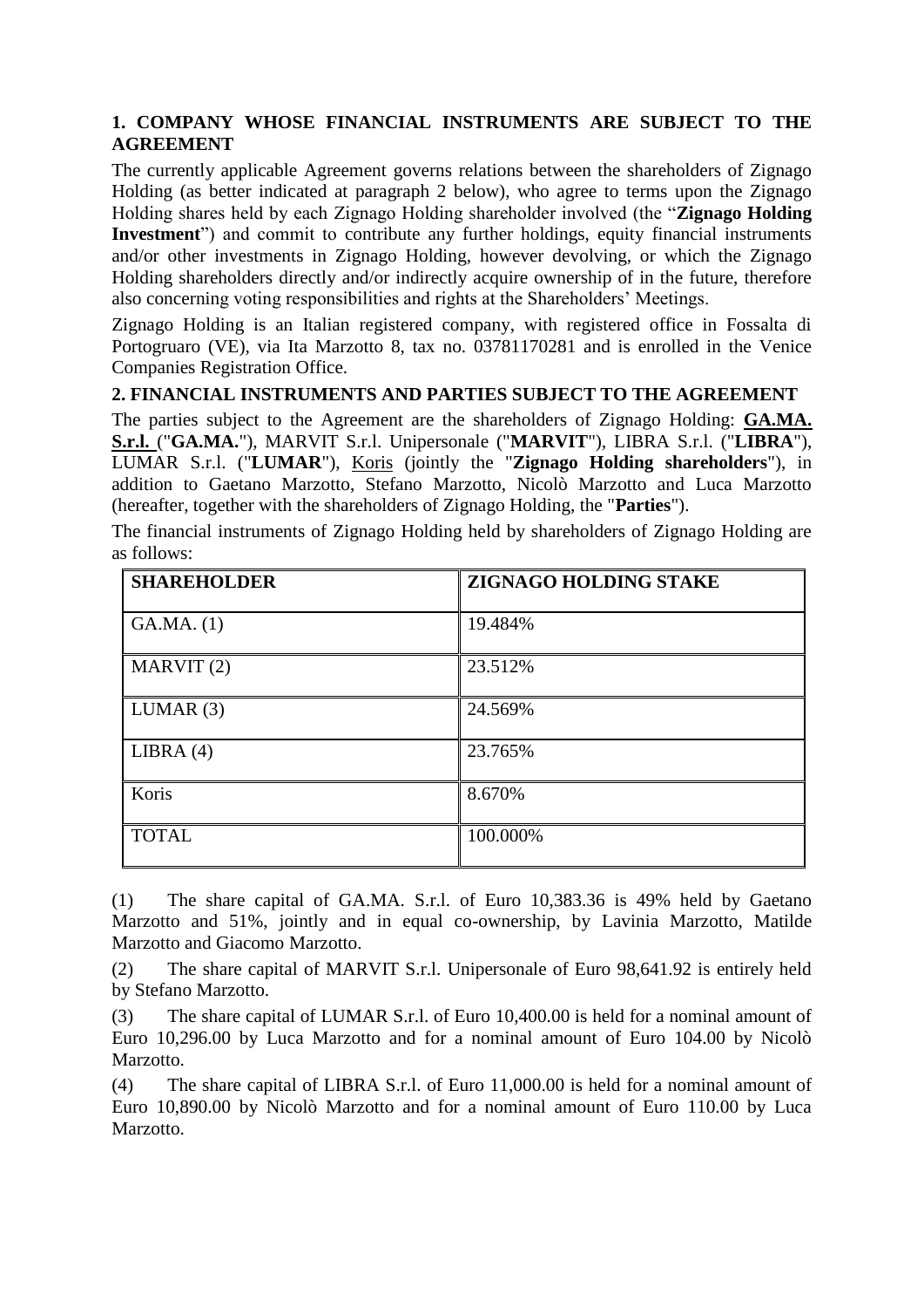## 1. COMPANY WHOSE FINANCIAL INSTRUMENTS ARE SUBJECT TO THE AGREEMENT

The currently applicable Agreement governs relations between the shareholders of Zignago Holding (as better indicated at paragraph 2 below), who agree to terms upon the Zignago Holding shares held by each Zignago Holding shareholder involved (the "**Zignago Holding Investment**") and commit to contribute any further holdings, equity financial instruments and/or other investments in Zignago Holding, however devolving, or which the Zignago Holding shareholders directly and/or indirectly acquire ownership of in the future, therefore also concerning voting responsibilities and rights at the Shareholders' Meetings.

Zignago Holding is an Italian registered company, with registered office in Fossalta di Portogruaro (VE), via Ita Marzotto 8, tax no. 03781170281 and is enrolled in the Venice Companies Registration Office.

## 2. FINANCIAL INSTRUMENTS AND PARTIES SUBJECT TO THE AGREEMENT

The parties subject to the Agreement are the shareholders of Zignago Holding: **GA.MA. S.r.l.** ("**GA.MA.**"), MARVIT S.r.l. Unipersonale ("**MARVIT**"), LIBRA S.r.l. ("**LIBRA**"), LUMAR S.r.l. ("**LUMAR**"), Koris (jointly the "**Zignago Holding shareholders**"), in addition to Gaetano Marzotto, Stefano Marzotto, Nicolò Marzotto and Luca Marzotto (hereafter, together with the shareholders of Zignago Holding, the "**Parties**").

The financial instruments of Zignago Holding held by shareholders of Zignago Holding are as follows:

| SHAREHOLDER | ZIGNAGO HOLDING STAKE |
|---|---|
| GA.MA. (1) | 19.484% |
| MARVIT (2) | 23.512% |
| LUMAR (3) | 24.569% |
| LIBRA (4) | 23.765% |
| Koris | 8.670% |
| TOTAL | 100.000% |

(1) The share capital of GA.MA. S.r.l. of Euro 10,383.36 is 49% held by Gaetano Marzotto and 51%, jointly and in equal co-ownership, by Lavinia Marzotto, Matilde Marzotto and Giacomo Marzotto.

(2) The share capital of MARVIT S.r.l. Unipersonale of Euro 98,641.92 is entirely held by Stefano Marzotto.

(3) The share capital of LUMAR S.r.l. of Euro 10,400.00 is held for a nominal amount of Euro 10,296.00 by Luca Marzotto and for a nominal amount of Euro 104.00 by Nicolò Marzotto.

(4) The share capital of LIBRA S.r.l. of Euro 11,000.00 is held for a nominal amount of Euro 10,890.00 by Nicolò Marzotto and for a nominal amount of Euro 110.00 by Luca Marzotto.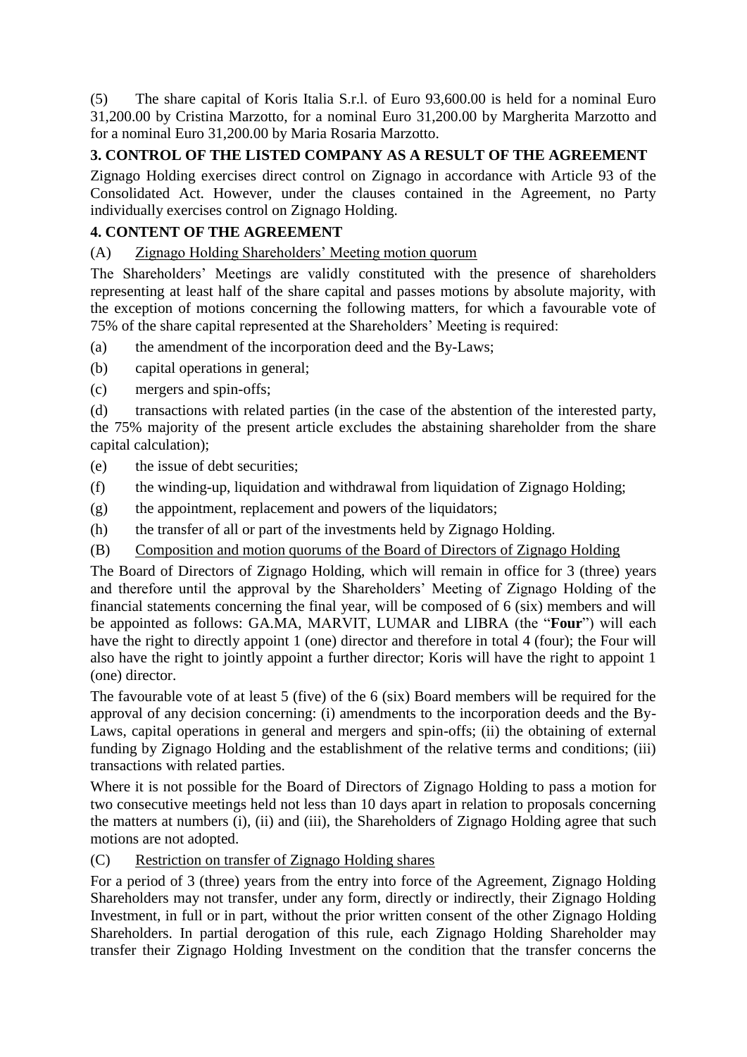(5) The share capital of Koris Italia S.r.l. of Euro 93,600.00 is held for a nominal Euro 31,200.00 by Cristina Marzotto, for a nominal Euro 31,200.00 by Margherita Marzotto and for a nominal Euro 31,200.00 by Maria Rosaria Marzotto.

## 3. CONTROL OF THE LISTED COMPANY AS A RESULT OF THE AGREEMENT

Zignago Holding exercises direct control on Zignago in accordance with Article 93 of the Consolidated Act. However, under the clauses contained in the Agreement, no Party individually exercises control on Zignago Holding.

## 4. CONTENT OF THE AGREEMENT

(A) Zignago Holding Shareholders' Meeting motion quorum

The Shareholders' Meetings are validly constituted with the presence of shareholders representing at least half of the share capital and passes motions by absolute majority, with the exception of motions concerning the following matters, for which a favourable vote of 75% of the share capital represented at the Shareholders' Meeting is required:

(a) the amendment of the incorporation deed and the By-Laws;

(b) capital operations in general;

(c) mergers and spin-offs;

(d) transactions with related parties (in the case of the abstention of the interested party, the 75% majority of the present article excludes the abstaining shareholder from the share capital calculation);

(e) the issue of debt securities;

(f) the winding-up, liquidation and withdrawal from liquidation of Zignago Holding;

(g) the appointment, replacement and powers of the liquidators;

(h) the transfer of all or part of the investments held by Zignago Holding.

(B) Composition and motion quorums of the Board of Directors of Zignago Holding

The Board of Directors of Zignago Holding, which will remain in office for 3 (three) years and therefore until the approval by the Shareholders' Meeting of Zignago Holding of the financial statements concerning the final year, will be composed of 6 (six) members and will be appointed as follows: GA.MA, MARVIT, LUMAR and LIBRA (the "**Four**") will each have the right to directly appoint 1 (one) director and therefore in total 4 (four); the Four will also have the right to jointly appoint a further director; Koris will have the right to appoint 1 (one) director.

The favourable vote of at least 5 (five) of the 6 (six) Board members will be required for the approval of any decision concerning: (i) amendments to the incorporation deeds and the By-Laws, capital operations in general and mergers and spin-offs; (ii) the obtaining of external funding by Zignago Holding and the establishment of the relative terms and conditions; (iii) transactions with related parties.

Where it is not possible for the Board of Directors of Zignago Holding to pass a motion for two consecutive meetings held not less than 10 days apart in relation to proposals concerning the matters at numbers (i), (ii) and (iii), the Shareholders of Zignago Holding agree that such motions are not adopted.

(C) Restriction on transfer of Zignago Holding shares

For a period of 3 (three) years from the entry into force of the Agreement, Zignago Holding Shareholders may not transfer, under any form, directly or indirectly, their Zignago Holding Investment, in full or in part, without the prior written consent of the other Zignago Holding Shareholders. In partial derogation of this rule, each Zignago Holding Shareholder may transfer their Zignago Holding Investment on the condition that the transfer concerns the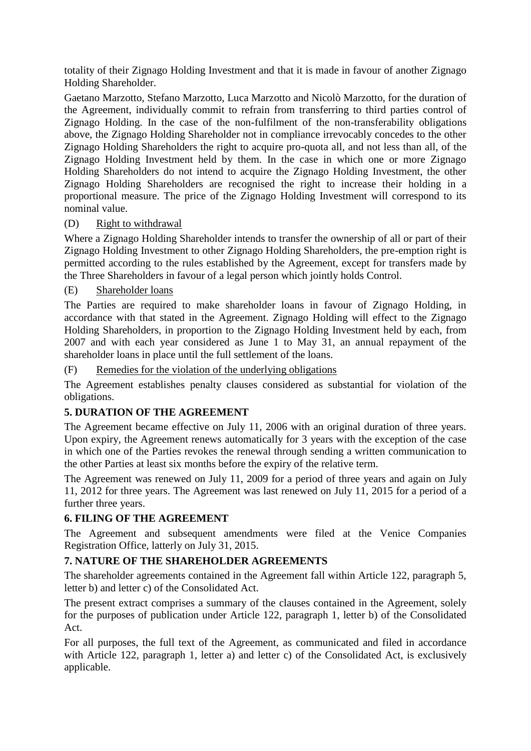totality of their Zignago Holding Investment and that it is made in favour of another Zignago Holding Shareholder.

Gaetano Marzotto, Stefano Marzotto, Luca Marzotto and Nicolò Marzotto, for the duration of the Agreement, individually commit to refrain from transferring to third parties control of Zignago Holding. In the case of the non-fulfilment of the non-transferability obligations above, the Zignago Holding Shareholder not in compliance irrevocably concedes to the other Zignago Holding Shareholders the right to acquire pro-quota all, and not less than all, of the Zignago Holding Investment held by them. In the case in which one or more Zignago Holding Shareholders do not intend to acquire the Zignago Holding Investment, the other Zignago Holding Shareholders are recognised the right to increase their holding in a proportional measure. The price of the Zignago Holding Investment will correspond to its nominal value.

(D) Right to withdrawal

Where a Zignago Holding Shareholder intends to transfer the ownership of all or part of their Zignago Holding Investment to other Zignago Holding Shareholders, the pre-emption right is permitted according to the rules established by the Agreement, except for transfers made by the Three Shareholders in favour of a legal person which jointly holds Control.

(E) Shareholder loans

The Parties are required to make shareholder loans in favour of Zignago Holding, in accordance with that stated in the Agreement. Zignago Holding will effect to the Zignago Holding Shareholders, in proportion to the Zignago Holding Investment held by each, from 2007 and with each year considered as June 1 to May 31, an annual repayment of the shareholder loans in place until the full settlement of the loans.

(F) Remedies for the violation of the underlying obligations

The Agreement establishes penalty clauses considered as substantial for violation of the obligations.

**5. DURATION OF THE AGREEMENT**

The Agreement became effective on July 11, 2006 with an original duration of three years. Upon expiry, the Agreement renews automatically for 3 years with the exception of the case in which one of the Parties revokes the renewal through sending a written communication to the other Parties at least six months before the expiry of the relative term.

The Agreement was renewed on July 11, 2009 for a period of three years and again on July 11, 2012 for three years. The Agreement was last renewed on July 11, 2015 for a period of a further three years.

**6. FILING OF THE AGREEMENT**

The Agreement and subsequent amendments were filed at the Venice Companies Registration Office, latterly on July 31, 2015.

**7. NATURE OF THE SHAREHOLDER AGREEMENTS**

The shareholder agreements contained in the Agreement fall within Article 122, paragraph 5, letter b) and letter c) of the Consolidated Act.

The present extract comprises a summary of the clauses contained in the Agreement, solely for the purposes of publication under Article 122, paragraph 1, letter b) of the Consolidated Act.

For all purposes, the full text of the Agreement, as communicated and filed in accordance with Article 122, paragraph 1, letter a) and letter c) of the Consolidated Act, is exclusively applicable.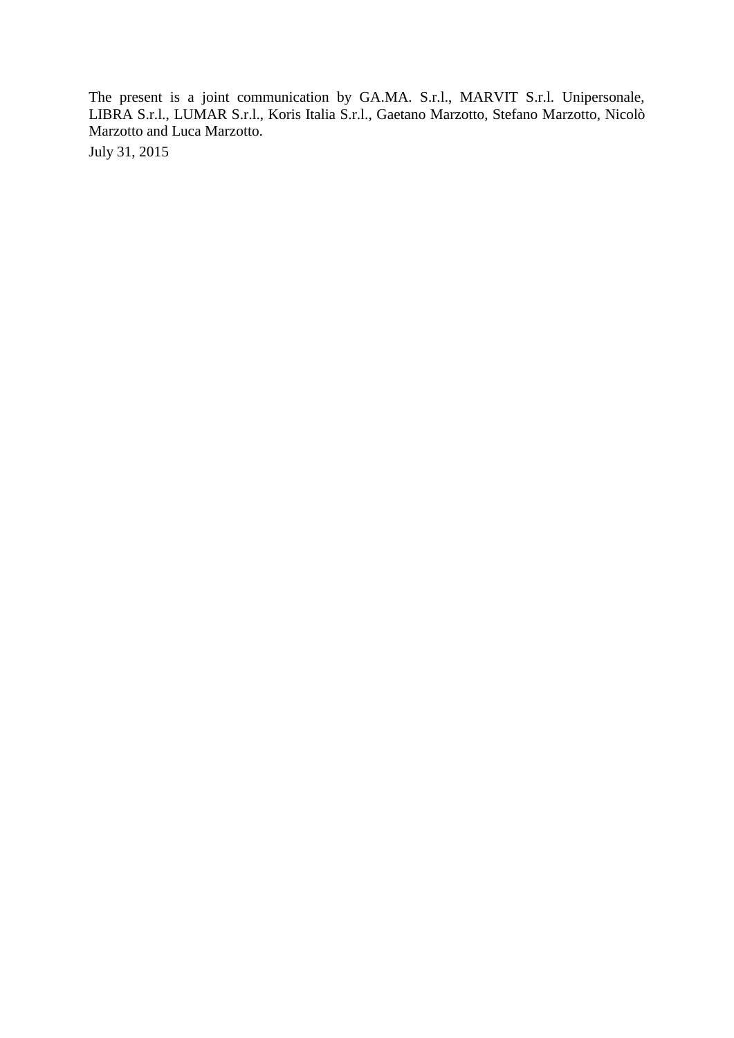The present is a joint communication by GA.MA. S.r.l., MARVIT S.r.l. Unipersonale, LIBRA S.r.l., LUMAR S.r.l., Koris Italia S.r.l., Gaetano Marzotto, Stefano Marzotto, Nicolò Marzotto and Luca Marzotto.

July 31, 2015